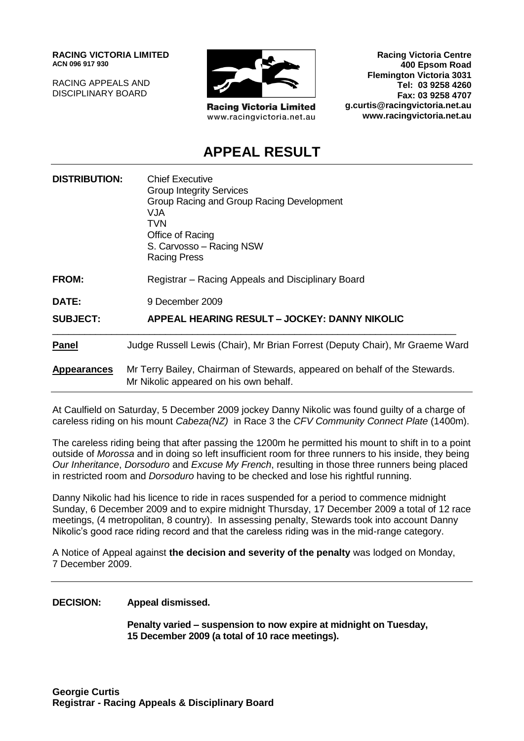**RACING VICTORIA LIMITED**
**ACN 096 917 930**

RACING APPEALS AND DISCIPLINARY BOARD

Racing Victoria Limited
www.racingvictoria.net.au

**Racing Victoria Centre**
**400 Epsom Road**
**Flemington Victoria 3031**
**Tel: 03 9258 4260**
**Fax: 03 9258 4707**
**g.curtis@racingvictoria.net.au**
**www.racingvictoria.net.au**

# APPEAL RESULT

**DISTRIBUTION:** Chief Executive
Group Integrity Services
Group Racing and Group Racing Development
VJA
TVN
Office of Racing
S. Carvosso – Racing NSW
Racing Press

**FROM:** Registrar – Racing Appeals and Disciplinary Board

**DATE:** 9 December 2009

**SUBJECT:** **APPEAL HEARING RESULT – JOCKEY: DANNY NIKOLIC**

**Panel** Judge Russell Lewis (Chair), Mr Brian Forrest (Deputy Chair), Mr Graeme Ward

**Appearances** Mr Terry Bailey, Chairman of Stewards, appeared on behalf of the Stewards.
Mr Nikolic appeared on his own behalf.

At Caulfield on Saturday, 5 December 2009 jockey Danny Nikolic was found guilty of a charge of careless riding on his mount *Cabeza(NZ)* in Race 3 the *CFV Community Connect Plate* (1400m).

The careless riding being that after passing the 1200m he permitted his mount to shift in to a point outside of *Morossa* and in doing so left insufficient room for three runners to his inside, they being *Our Inheritance*, *Dorsoduro* and *Excuse My French*, resulting in those three runners being placed in restricted room and *Dorsoduro* having to be checked and lose his rightful running.

Danny Nikolic had his licence to ride in races suspended for a period to commence midnight Sunday, 6 December 2009 and to expire midnight Thursday, 17 December 2009 a total of 12 race meetings, (4 metropolitan, 8 country). In assessing penalty, Stewards took into account Danny Nikolic's good race riding record and that the careless riding was in the mid-range category.

A Notice of Appeal against **the decision and severity of the penalty** was lodged on Monday, 7 December 2009.

**DECISION:** **Appeal dismissed.**

**Penalty varied – suspension to now expire at midnight on Tuesday, 15 December 2009 (a total of 10 race meetings).**

**Georgie Curtis**
**Registrar - Racing Appeals & Disciplinary Board**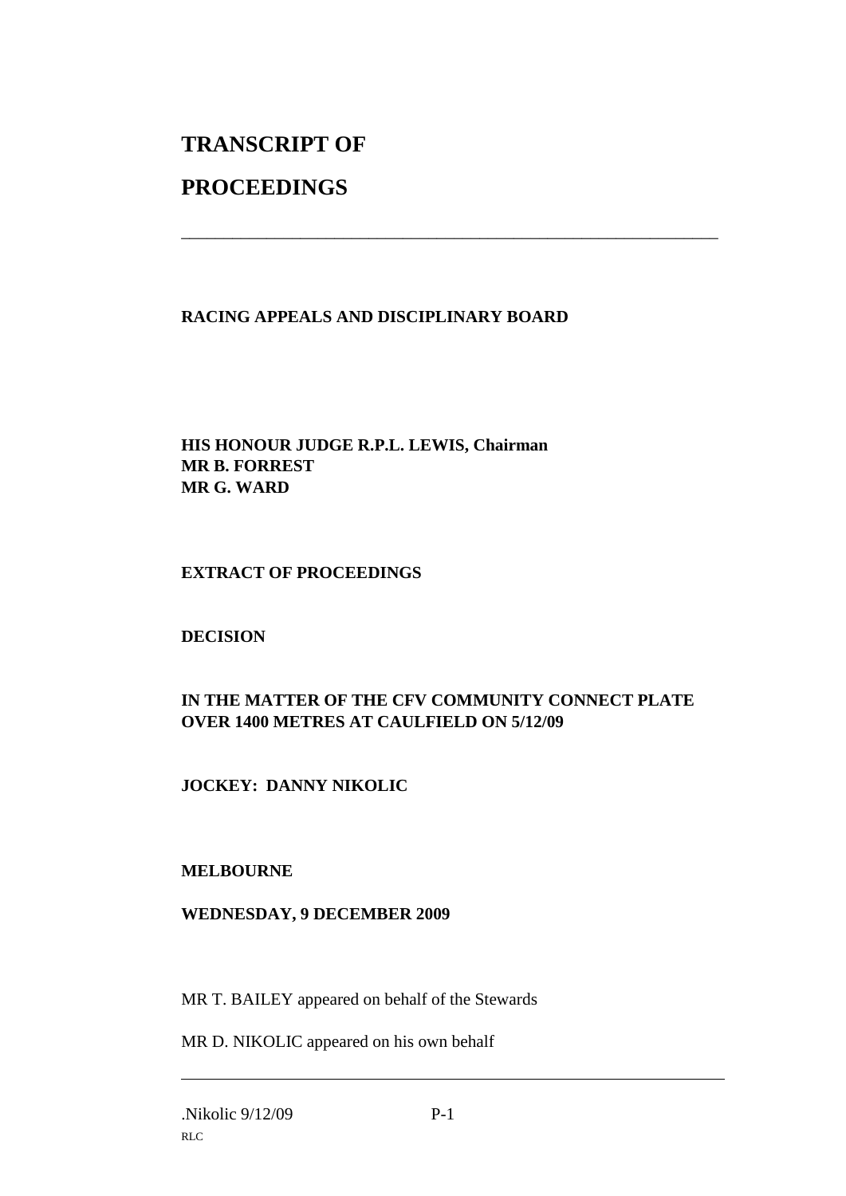# TRANSCRIPT OF

# PROCEEDINGS

---

**RACING APPEALS AND DISCIPLINARY BOARD**

**HIS HONOUR JUDGE R.P.L. LEWIS, Chairman**
**MR B. FORREST**
**MR G. WARD**

**EXTRACT OF PROCEEDINGS**

**DECISION**

**IN THE MATTER OF THE CFV COMMUNITY CONNECT PLATE OVER 1400 METRES AT CAULFIELD ON 5/12/09**

**JOCKEY: DANNY NIKOLIC**

**MELBOURNE**

**WEDNESDAY, 9 DECEMBER 2009**

MR T. BAILEY appeared on behalf of the Stewards

MR D. NIKOLIC appeared on his own behalf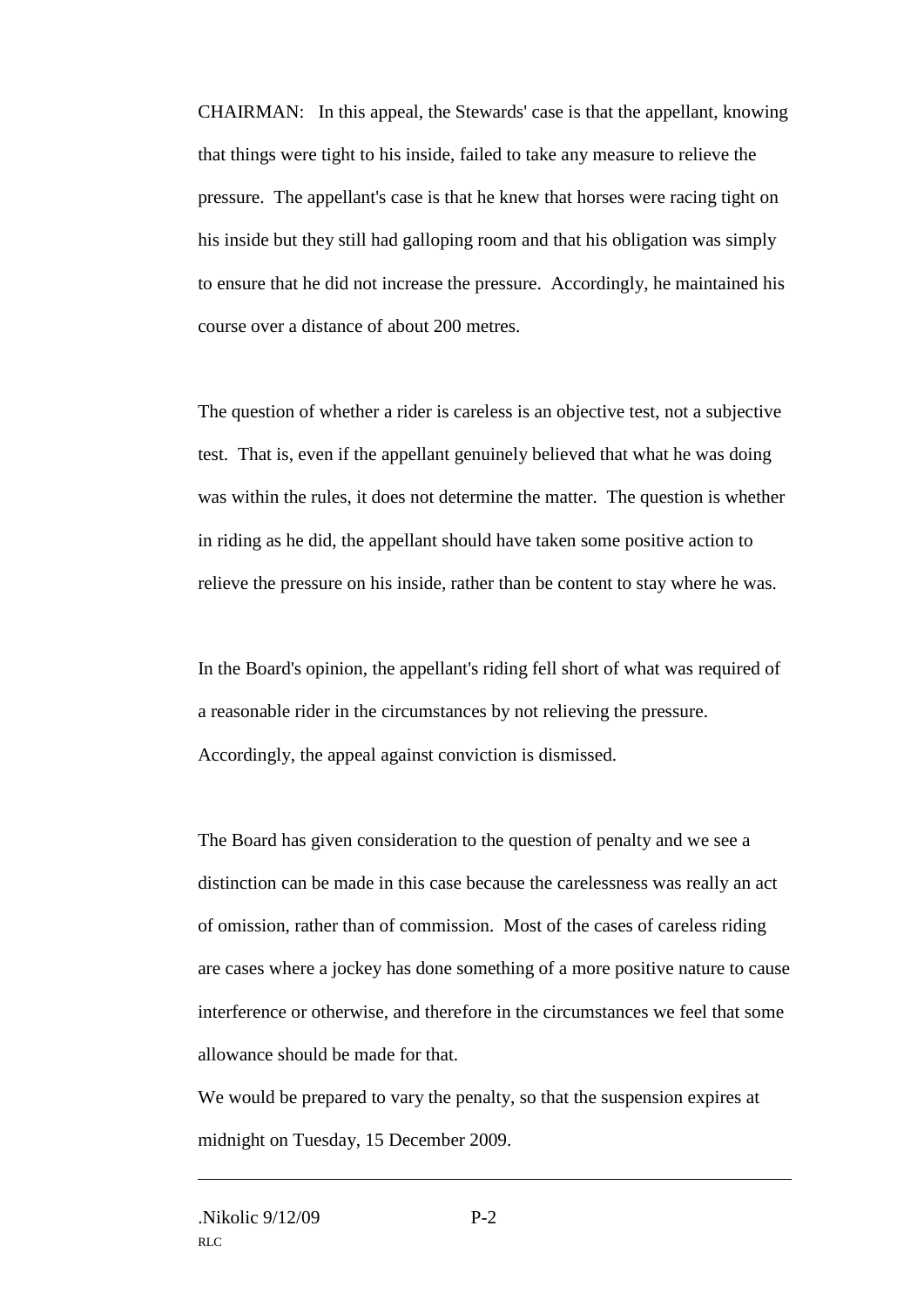CHAIRMAN: In this appeal, the Stewards' case is that the appellant, knowing that things were tight to his inside, failed to take any measure to relieve the pressure. The appellant's case is that he knew that horses were racing tight on his inside but they still had galloping room and that his obligation was simply to ensure that he did not increase the pressure. Accordingly, he maintained his course over a distance of about 200 metres.

The question of whether a rider is careless is an objective test, not a subjective test. That is, even if the appellant genuinely believed that what he was doing was within the rules, it does not determine the matter. The question is whether in riding as he did, the appellant should have taken some positive action to relieve the pressure on his inside, rather than be content to stay where he was.

In the Board's opinion, the appellant's riding fell short of what was required of a reasonable rider in the circumstances by not relieving the pressure. Accordingly, the appeal against conviction is dismissed.

The Board has given consideration to the question of penalty and we see a distinction can be made in this case because the carelessness was really an act of omission, rather than of commission. Most of the cases of careless riding are cases where a jockey has done something of a more positive nature to cause interference or otherwise, and therefore in the circumstances we feel that some allowance should be made for that.

We would be prepared to vary the penalty, so that the suspension expires at midnight on Tuesday, 15 December 2009.